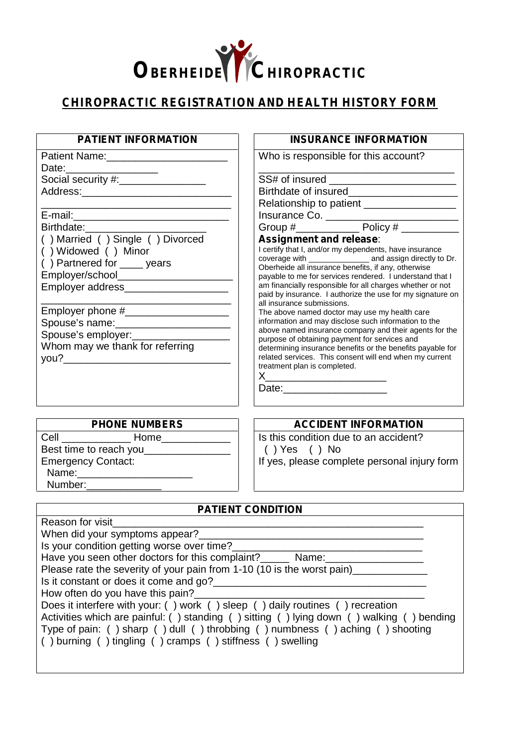# OBERHEIDE CHIROPRACTIC

## CHIROPRACTIC REGISTRATION AND HEALTH HISTORY FORM

### PATIENT INFORMATION

Patient Name:_____________________
Date:_______________
Social security #:_______________
Address:___________________________
_______________________________
E-mail:__________________________
Birthdate:____________________
( ) Married ( ) Single ( ) Divorced
( ) Widowed ( ) Minor
( ) Partnered for ____ years
Employer/school___________________
Employer address__________________
_______________________________
Employer phone #_________________
Spouse's name:___________________
Spouse's employer:________________
Whom may we thank for referring you?____________________________

### INSURANCE INFORMATION

Who is responsible for this account?
_______________________________
SS# of insured ____________________
Birthdate of insured__________________
Relationship to patient _______________
Insurance Co. _____________________
Group #__________ Policy # _________

**Assignment and release**:

I certify that I, and/or my dependents, have insurance coverage with ______________ and assign directly to Dr. Oberheide all insurance benefits, if any, otherwise payable to me for services rendered. I understand that I am financially responsible for all charges whether or not paid by insurance. I authorize the use for my signature on all insurance submissions.

The above named doctor may use my health care information and may disclose such information to the above named insurance company and their agents for the purpose of obtaining payment for services and determining insurance benefits or the benefits payable for related services. This consent will end when my current treatment plan is completed.

X_____________________
Date:_________________

### PHONE NUMBERS

Cell ____________ Home___________
Best time to reach you_______________
Emergency Contact:
Name:____________________
Number:_____________

### ACCIDENT INFORMATION

Is this condition due to an accident?
( ) Yes ( ) No
If yes, please complete personal injury form

### PATIENT CONDITION

Reason for visit_____________________________________________
When did your symptoms appear?____________________________________
Is your condition getting worse over time?_____________________________
Have you seen other doctors for this complaint?_____ Name:________________
Please rate the severity of your pain from 1-10 (10 is the worst pain)____________
Is it constant or does it come and go?______________________________________
How often do you have this pain?_______________________________________
Does it interfere with your: ( ) work ( ) sleep ( ) daily routines ( ) recreation
Activities which are painful: ( ) standing ( ) sitting ( ) lying down ( ) walking ( ) bending
Type of pain: ( ) sharp ( ) dull ( ) throbbing ( ) numbness ( ) aching ( ) shooting
( ) burning ( ) tingling ( ) cramps ( ) stiffness ( ) swelling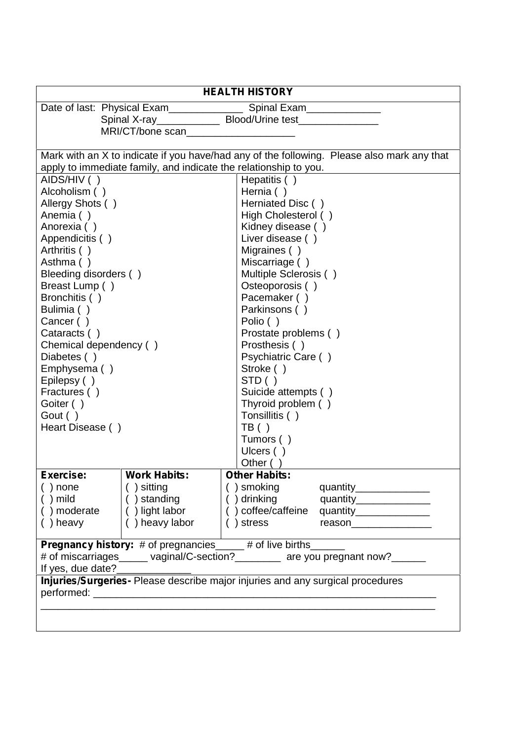## HEALTH HISTORY

Date of last: Physical Exam_____________ Spinal Exam_____________
Spinal X-ray___________ Blood/Urine test______________
MRI/CT/bone scan___________________

Mark with an X to indicate if you have/had any of the following. Please also mark any that apply to immediate family, and indicate the relationship to you.

| | |
|---|---|
| AIDS/HIV ( ) | Hepatitis ( ) |
| Alcoholism ( ) | Hernia ( ) |
| Allergy Shots ( ) | Herniated Disc ( ) |
| Anemia ( ) | High Cholesterol ( ) |
| Anorexia ( ) | Kidney disease ( ) |
| Appendicitis ( ) | Liver disease ( ) |
| Arthritis ( ) | Migraines ( ) |
| Asthma ( ) | Miscarriage ( ) |
| Bleeding disorders ( ) | Multiple Sclerosis ( ) |
| Breast Lump ( ) | Osteoporosis ( ) |
| Bronchitis ( ) | Pacemaker ( ) |
| Bulimia ( ) | Parkinsons ( ) |
| Cancer ( ) | Polio ( ) |
| Cataracts ( ) | Prostate problems ( ) |
| Chemical dependency ( ) | Prosthesis ( ) |
| Diabetes ( ) | Psychiatric Care ( ) |
| Emphysema ( ) | Stroke ( ) |
| Epilepsy ( ) | STD ( ) |
| Fractures ( ) | Suicide attempts ( ) |
| Goiter ( ) | Thyroid problem ( ) |
| Gout ( ) | Tonsillitis ( ) |
| Heart Disease ( ) | TB ( ) |
| | Tumors ( ) |
| | Ulcers ( ) |
| | Other ( ) |

| **Exercise:** | **Work Habits:** | **Other Habits:** | |
|---|---|---|---|
| ( ) none | ( ) sitting | ( ) smoking | quantity_____________ |
| ( ) mild | ( ) standing | ( ) drinking | quantity_____________ |
| ( ) moderate | ( ) light labor | ( ) coffee/caffeine | quantity_____________ |
| ( ) heavy | ( ) heavy labor | ( ) stress | reason______________ |

**Pregnancy history:** # of pregnancies_____ # of live births______
# of miscarriages_____ vaginal/C-section?________ are you pregnant now?______
If yes, due date?_____________

**Injuries/Surgeries-** Please describe major injuries and any surgical procedures performed: ______________________________________________________________
______________________________________________________________________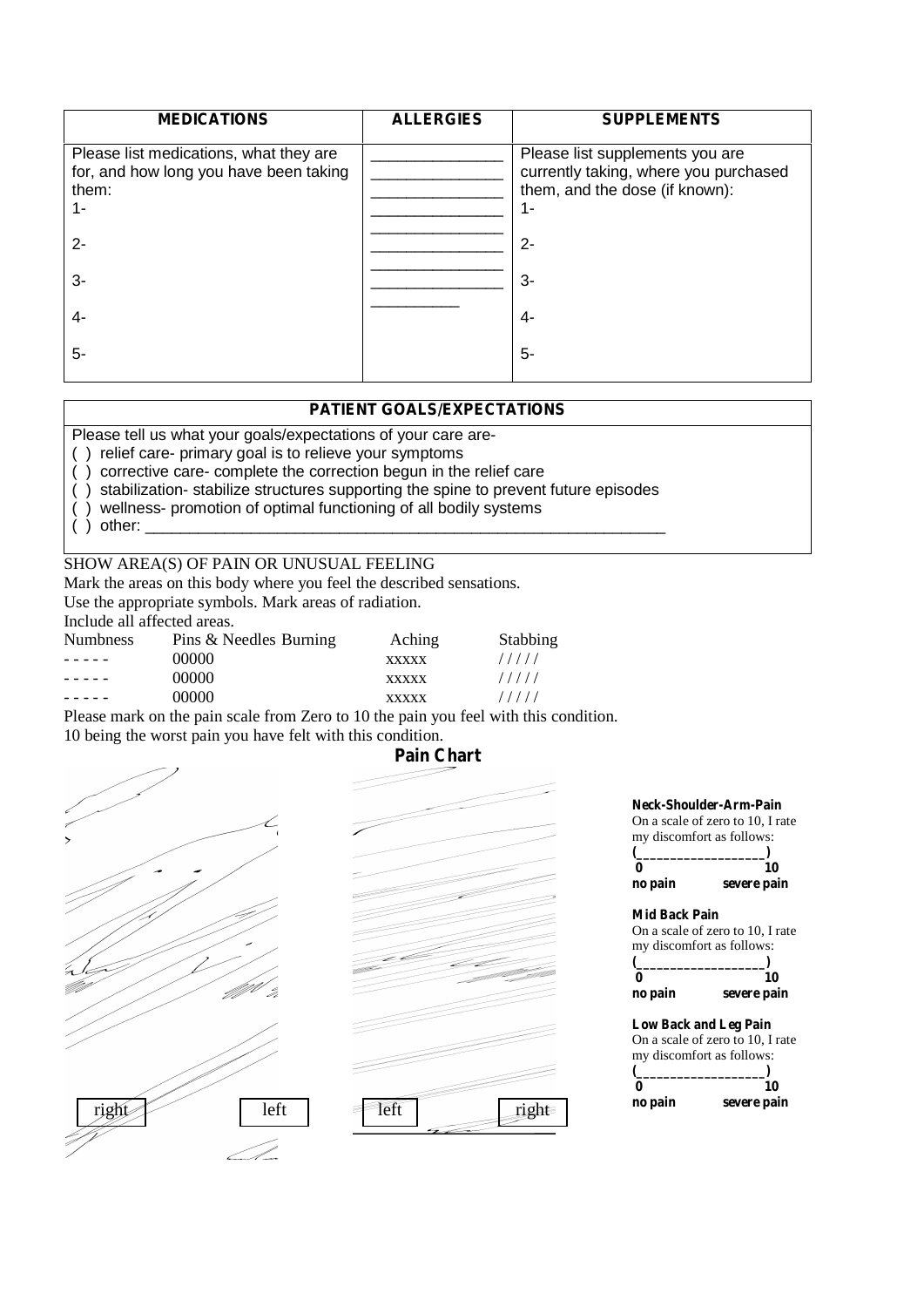| MEDICATIONS | ALLERGIES | SUPPLEMENTS |
|---|---|---|
| Please list medications, what they are for, and how long you have been taking them:<br>1-<br><br>2-<br><br>3-<br><br>4-<br><br>5- | ______________<br>______________<br>______________<br>______________<br>______________<br>______________<br>______________<br>__________ | Please list supplements you are currently taking, where you purchased them, and the dose (if known):<br>1-<br><br>2-<br><br>3-<br><br>4-<br><br>5- |

**PATIENT GOALS/EXPECTATIONS**

Please tell us what your goals/expectations of your care are-

( ) relief care- primary goal is to relieve your symptoms
( ) corrective care- complete the correction begun in the relief care
( ) stabilization- stabilize structures supporting the spine to prevent future episodes
( ) wellness- promotion of optimal functioning of all bodily systems
( ) other: ___________________________________________________________

SHOW AREA(S) OF PAIN OR UNUSUAL FEELING

Mark the areas on this body where you feel the described sensations.
Use the appropriate symbols. Mark areas of radiation.
Include all affected areas.

| Numbness | Pins & Needles Burning | Aching | Stabbing |
|---|---|---|---|
| - - - - - | 00000 | xxxxx | / / / / / |
| - - - - - | 00000 | xxxxx | / / / / / |
| - - - - - | 00000 | xxxxx | / / / / / |

Please mark on the pain scale from Zero to 10 the pain you feel with this condition.
10 being the worst pain you have felt with this condition.

**Pain Chart**

right left

left right

**Neck-Shoulder-Arm-Pain**
On a scale of zero to 10, I rate my discomfort as follows:
(__________________)
**0** **10**
**no pain** **severe pain**

**Mid Back Pain**
On a scale of zero to 10, I rate my discomfort as follows:
(__________________)
**0** **10**
**no pain** **severe pain**

**Low Back and Leg Pain**
On a scale of zero to 10, I rate my discomfort as follows:
(__________________)
**0** **10**
**no pain** **severe pain**